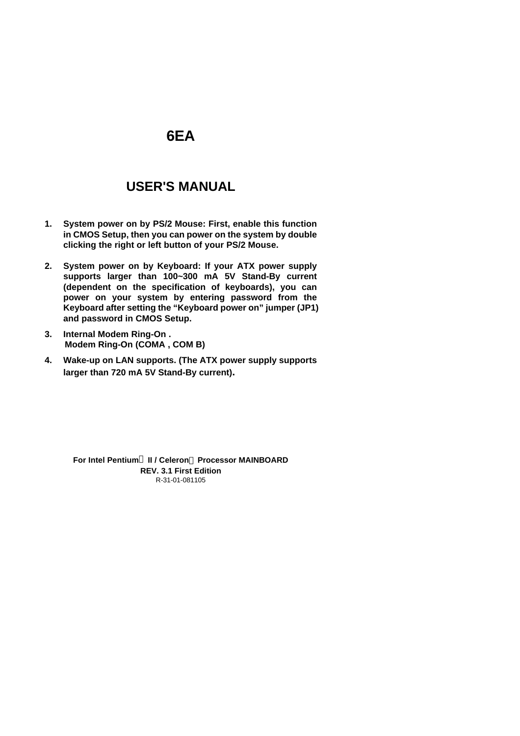# 6EA

# USER'S MANUAL

1. **System power on by PS/2 Mouse: First, enable this function in CMOS Setup, then you can power on the system by double clicking the right or left button of your PS/2 Mouse.**

2. **System power on by Keyboard: If your ATX power supply supports larger than 100~300 mA 5V Stand-By current (dependent on the specification of keyboards), you can power on your system by entering password from the Keyboard after setting the "Keyboard power on" jumper (JP1) and password in CMOS Setup.**

3. **Internal Modem Ring-On .**
   **Modem Ring-On (COMA , COM B)**

4. **Wake-up on LAN supports. (The ATX power supply supports larger than 720 mA 5V Stand-By current).**

**For Intel Pentium II / Celeron Processor MAINBOARD**

**REV. 3.1 First Edition**

R-31-01-081105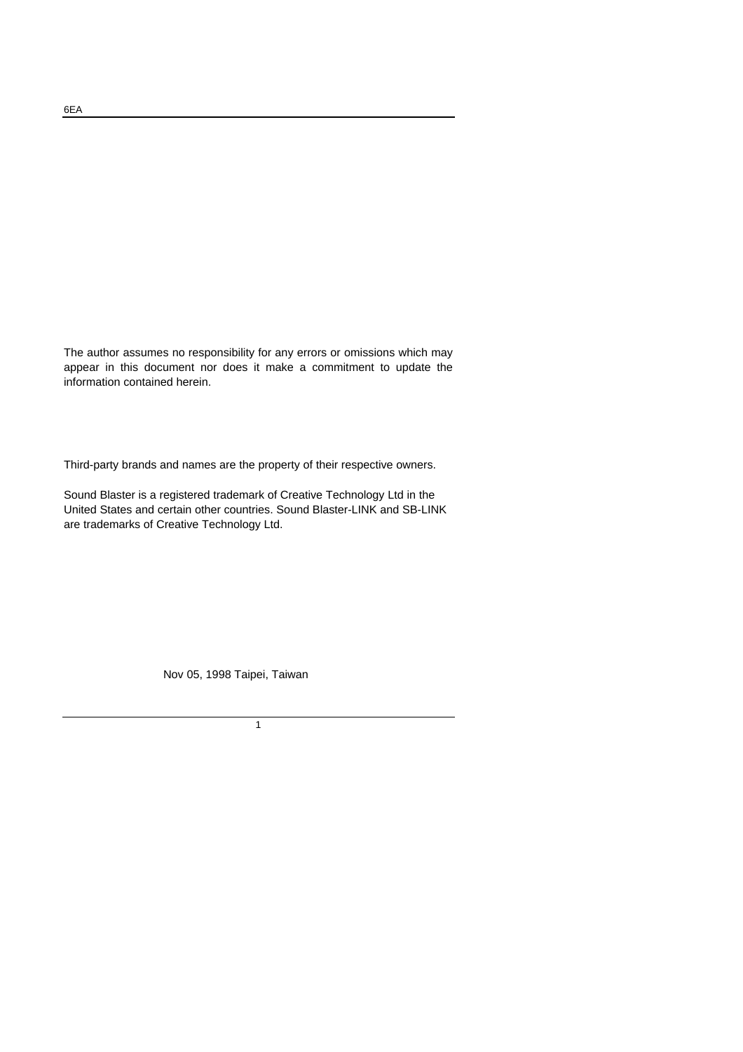The author assumes no responsibility for any errors or omissions which may appear in this document nor does it make a commitment to update the information contained herein.

Third-party brands and names are the property of their respective owners.

Sound Blaster is a registered trademark of Creative Technology Ltd in the United States and certain other countries. Sound Blaster-LINK and SB-LINK are trademarks of Creative Technology Ltd.

Nov 05, 1998 Taipei, Taiwan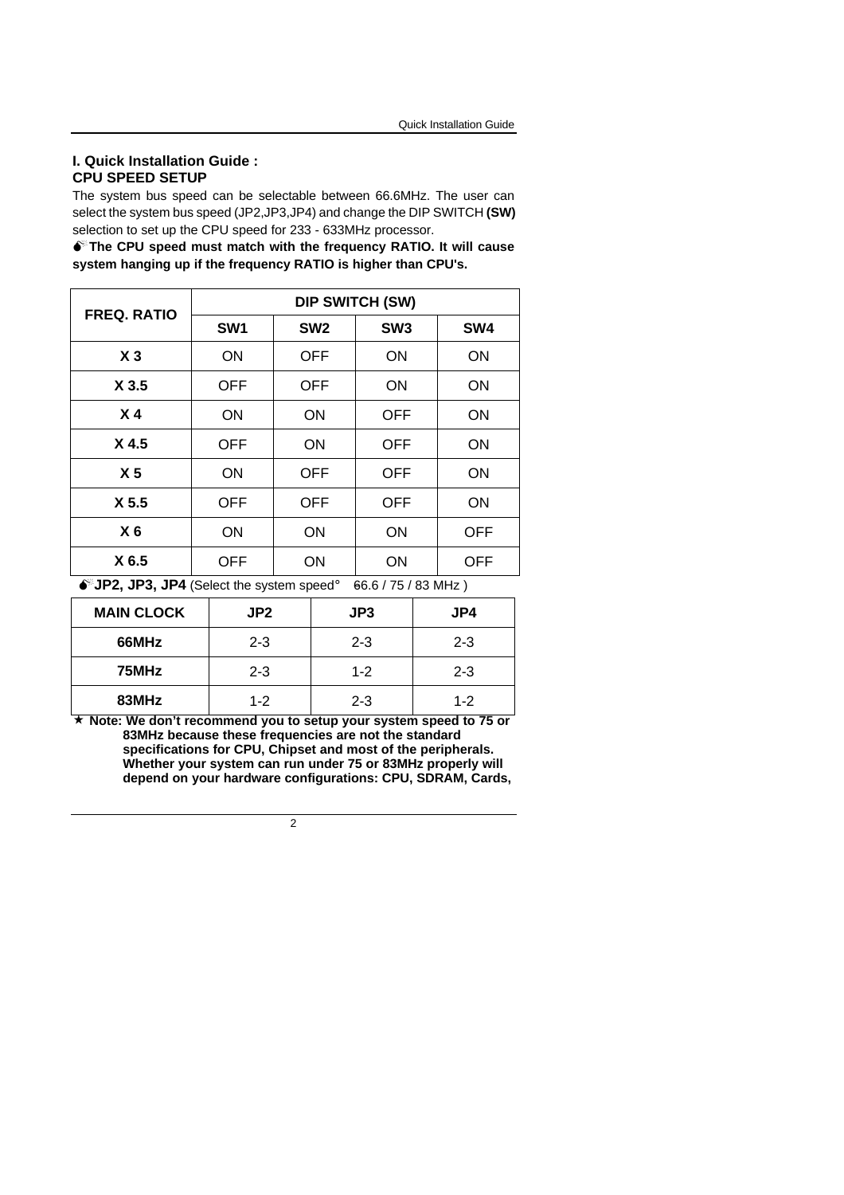## I. Quick Installation Guide :

### CPU SPEED SETUP

The system bus speed can be selectable between 66.6MHz. The user can select the system bus speed (JP2,JP3,JP4) and change the DIP SWITCH **(SW)** selection to set up the CPU speed for 233 - 633MHz processor.

**The CPU speed must match with the frequency RATIO. It will cause system hanging up if the frequency RATIO is higher than CPU's.**

| FREQ. RATIO | DIP SWITCH (SW) | | | |
|---|---|---|---|---|
| | **SW1** | **SW2** | **SW3** | **SW4** |
| **X 3** | ON | OFF | ON | ON |
| **X 3.5** | OFF | OFF | ON | ON |
| **X 4** | ON | ON | OFF | ON |
| **X 4.5** | OFF | ON | OFF | ON |
| **X 5** | ON | OFF | OFF | ON |
| **X 5.5** | OFF | OFF | OFF | ON |
| **X 6** | ON | ON | ON | OFF |
| **X 6.5** | OFF | ON | ON | OFF |

**JP2, JP3, JP4** (Select the system speed: 66.6 / 75 / 83 MHz )

| MAIN CLOCK | JP2 | JP3 | JP4 |
|---|---|---|---|
| **66MHz** | 2-3 | 2-3 | 2-3 |
| **75MHz** | 2-3 | 1-2 | 2-3 |
| **83MHz** | 1-2 | 2-3 | 1-2 |

★ **Note: We don't recommend you to setup your system speed to 75 or 83MHz because these frequencies are not the standard specifications for CPU, Chipset and most of the peripherals. Whether your system can run under 75 or 83MHz properly will depend on your hardware configurations: CPU, SDRAM, Cards,**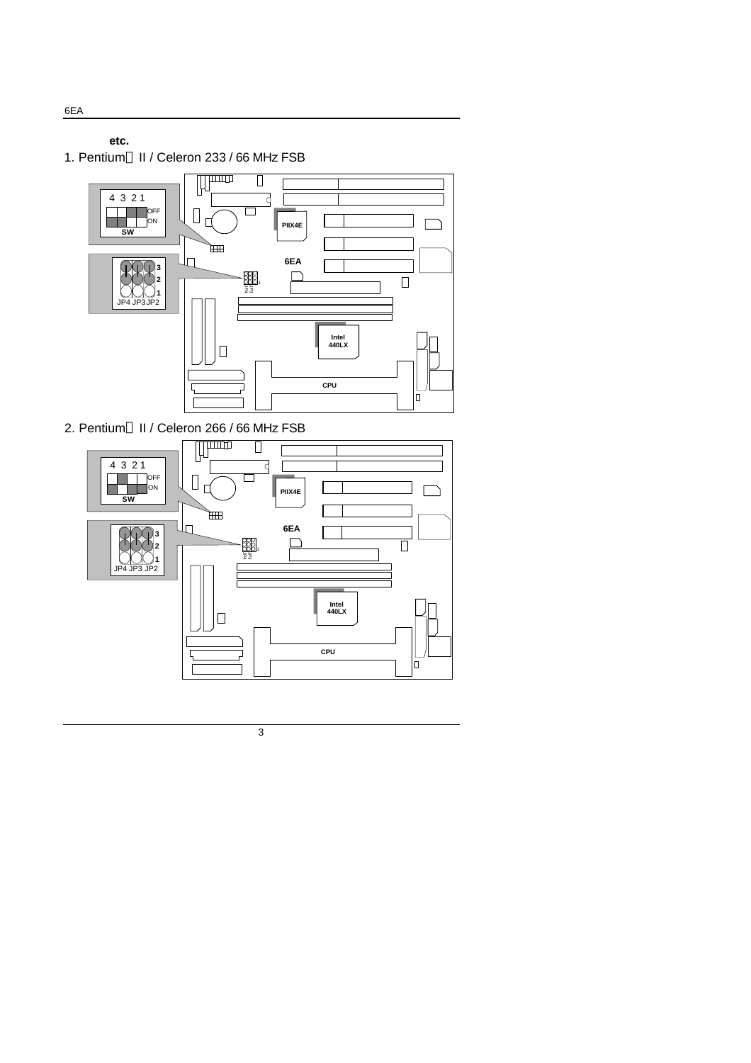**etc.**

1. Pentium II / Celeron 233 / 66 MHz FSB

4 3 2 1

OFF

ON

SW

3

2

1

JP4 JP3 JP2

PIIX4E

6EA

Intel 440LX

CPU

2. Pentium II / Celeron 266 / 66 MHz FSB

4 3 2 1

OFF

ON

SW

3

2

1

JP4 JP3 JP2

PIIX4E

6EA

Intel 440LX

CPU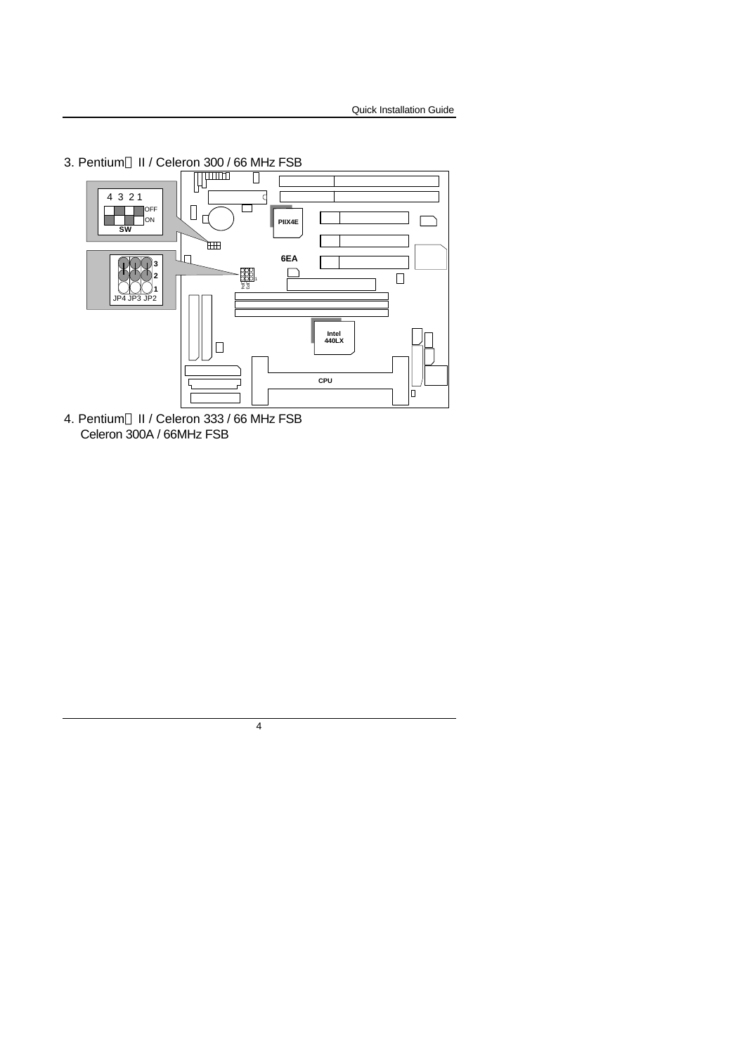3. Pentium Ⓡ II / Celeron 300 / 66 MHz FSB

4. Pentium Ⓡ II / Celeron 333 / 66 MHz FSB
   Celeron 300A / 66MHz FSB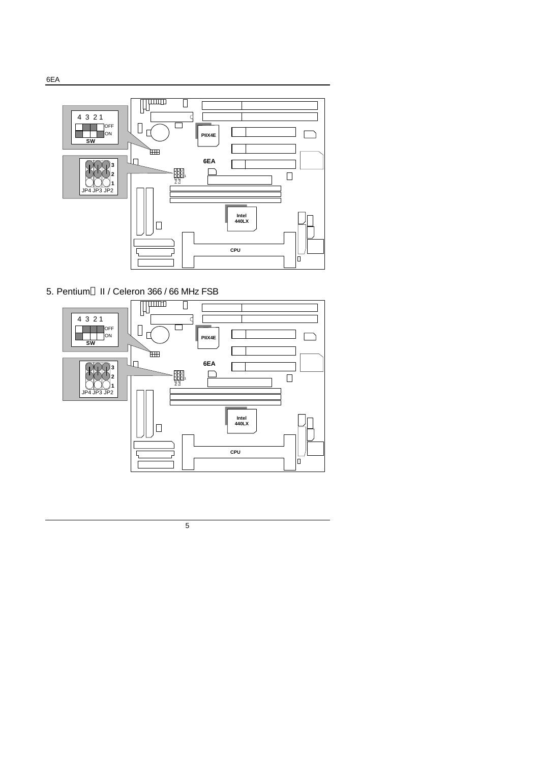5. Pentium® II / Celeron 366 / 66 MHz FSB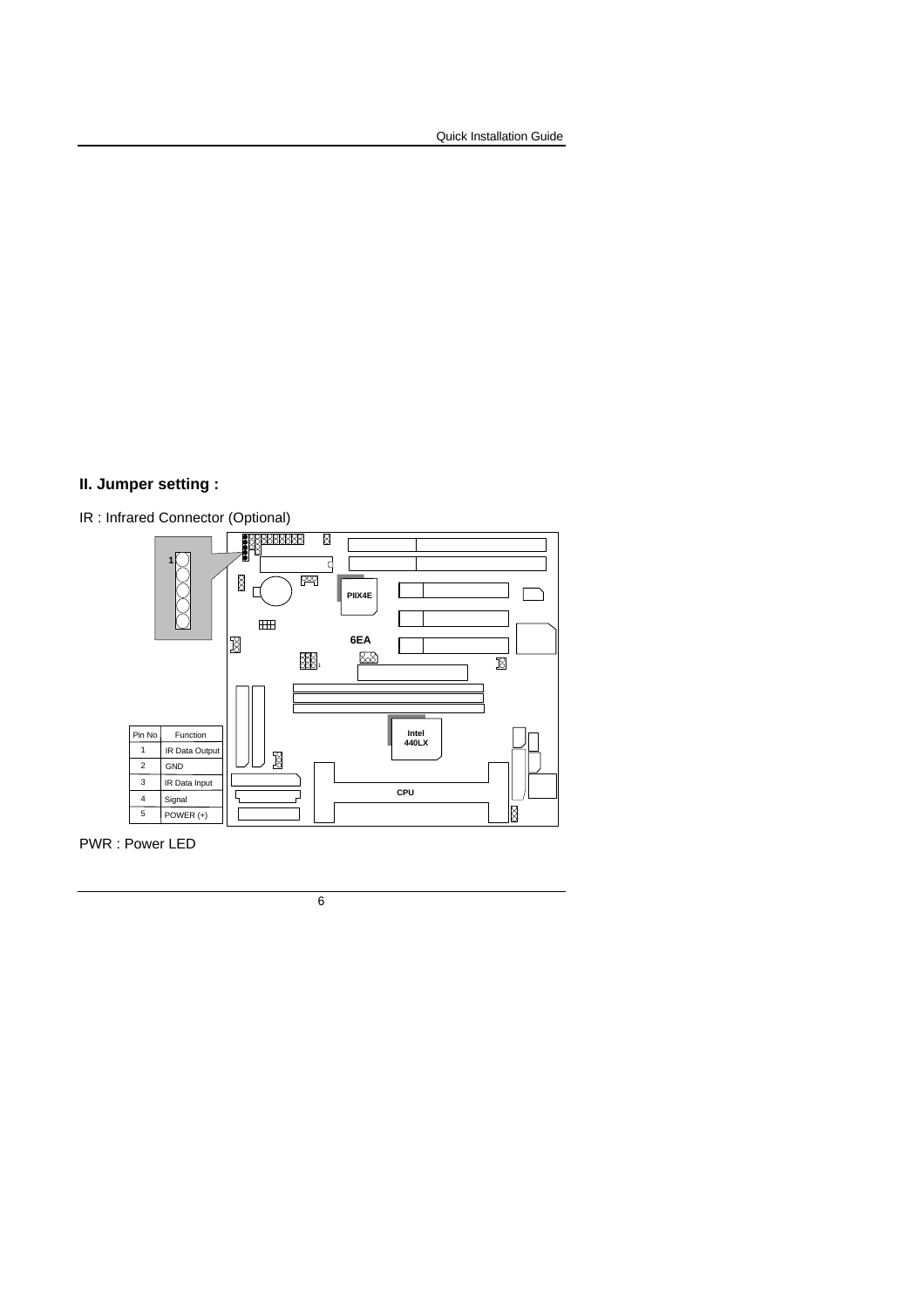## II. Jumper setting :

IR : Infrared Connector (Optional)

| Pin No | Function |
|---|---|
| 1 | IR Data Output |
| 2 | GND |
| 3 | IR Data Input |
| 4 | Signal |
| 5 | POWER (+) |

PWR : Power LED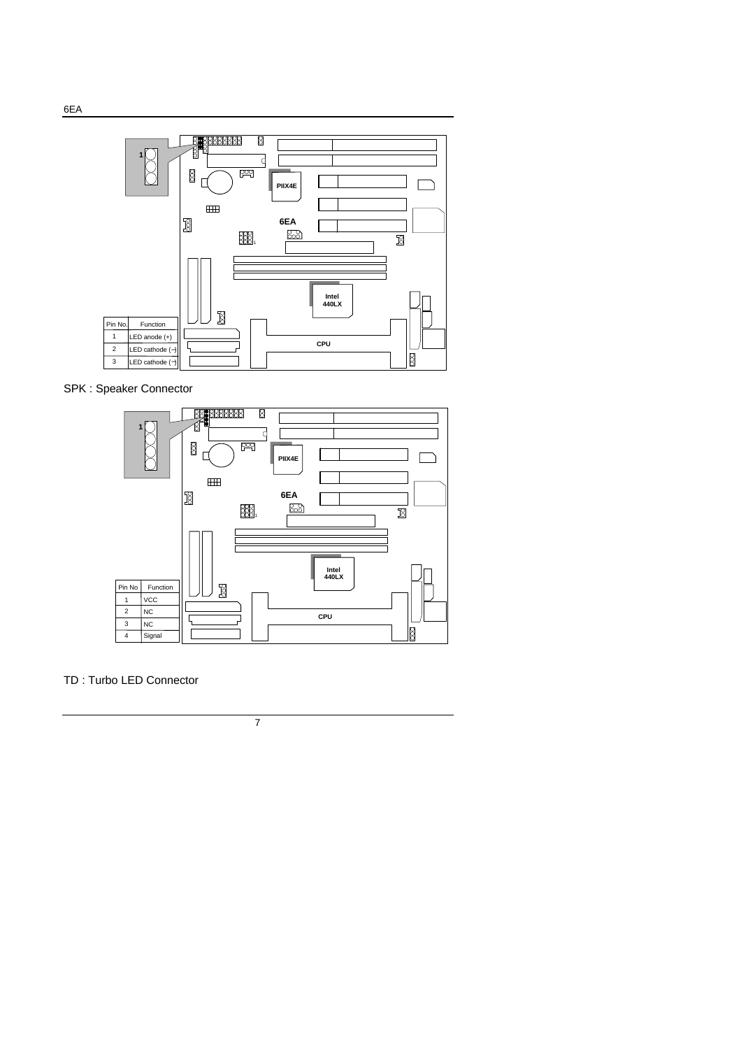| Pin No. | Function |
| --- | --- |
| 1 | LED anode (+) |
| 2 | LED cathode (−) |
| 3 | LED cathode (−) |

SPK : Speaker Connector

| Pin No | Function |
| --- | --- |
| 1 | VCC |
| 2 | NC |
| 3 | NC |
| 4 | Signal |

TD : Turbo LED Connector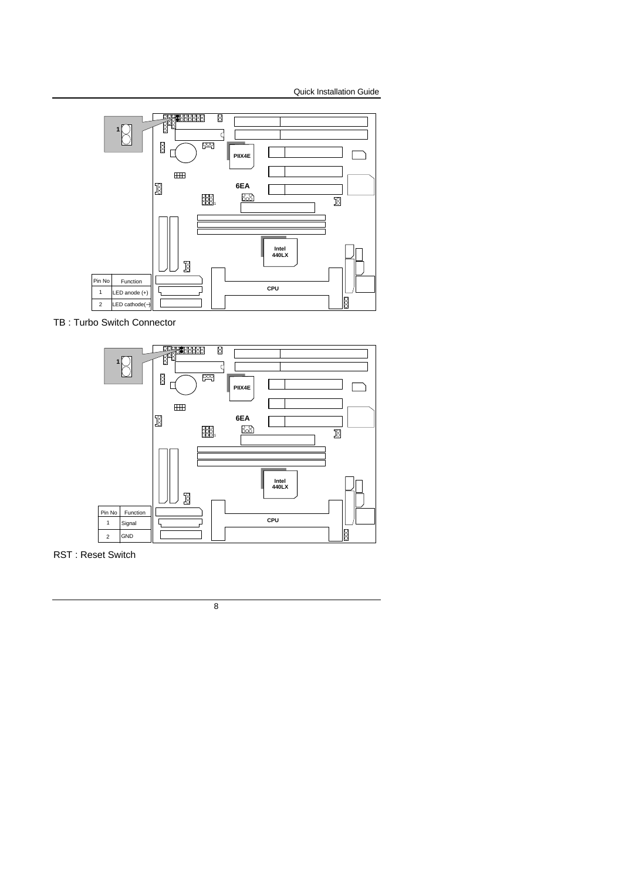| Pin No | Function |
| --- | --- |
| 1 | LED anode (+) |
| 2 | LED cathode(−) |

TB : Turbo Switch Connector

| Pin No | Function |
| --- | --- |
| 1 | Signal |
| 2 | GND |

RST : Reset Switch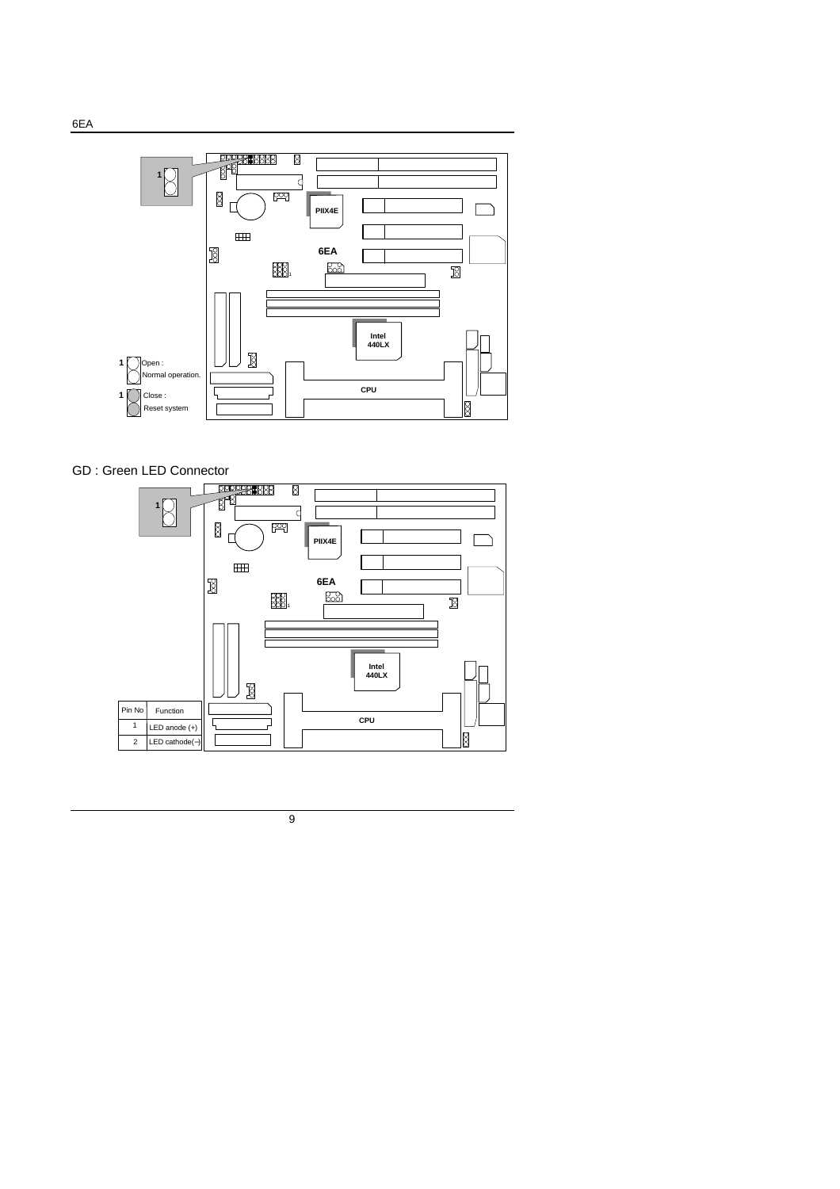1 Open :
Normal operation.

1 Close :
Reset system

## GD : Green LED Connector

| Pin No | Function |
| --- | --- |
| 1 | LED anode (+) |
| 2 | LED cathode(−) |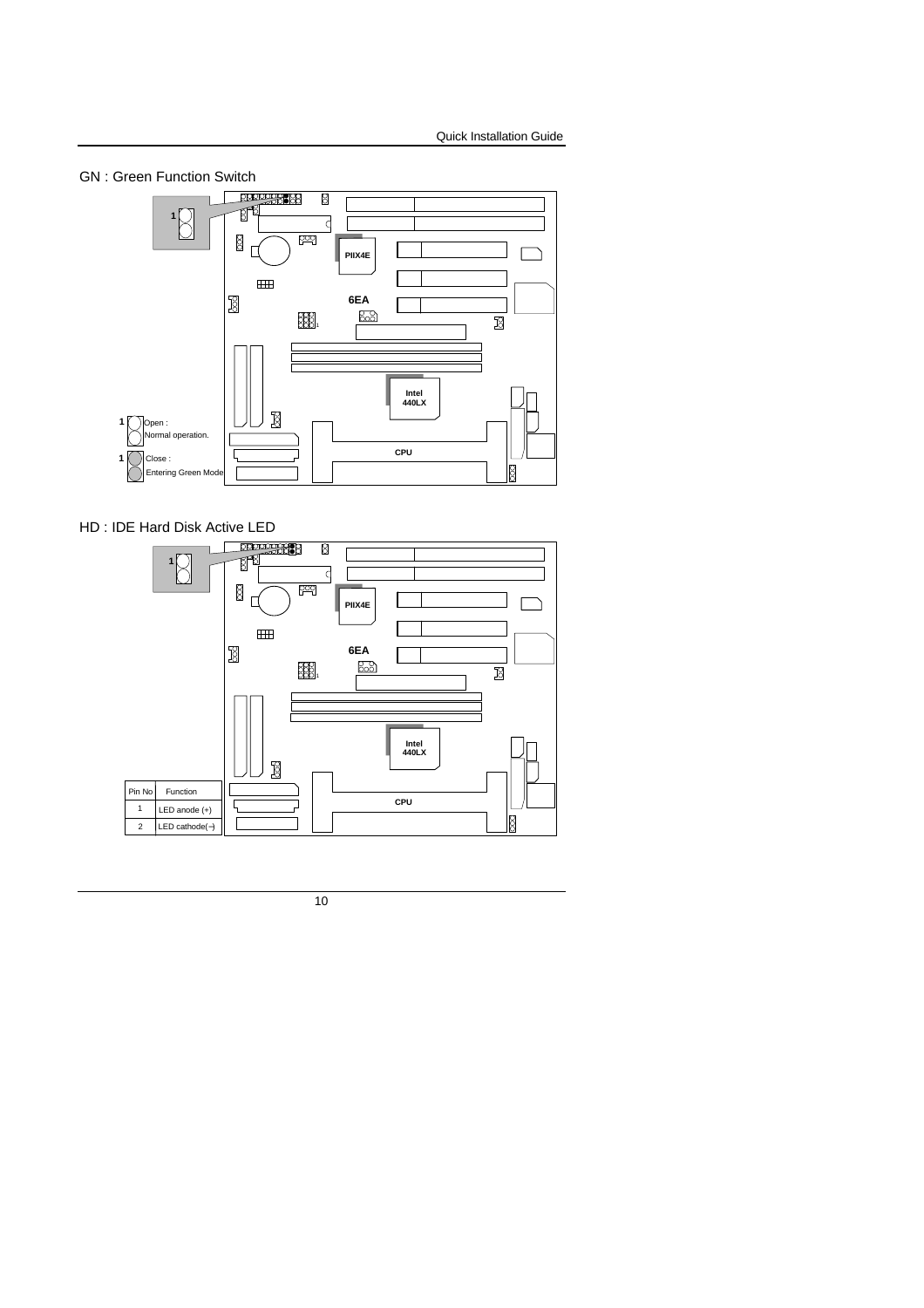## GN : Green Function Switch

1 Open : Normal operation.

1 Close : Entering Green Mode

## HD : IDE Hard Disk Active LED

| Pin No | Function |
|---|---|
| 1 | LED anode (+) |
| 2 | LED cathode(−) |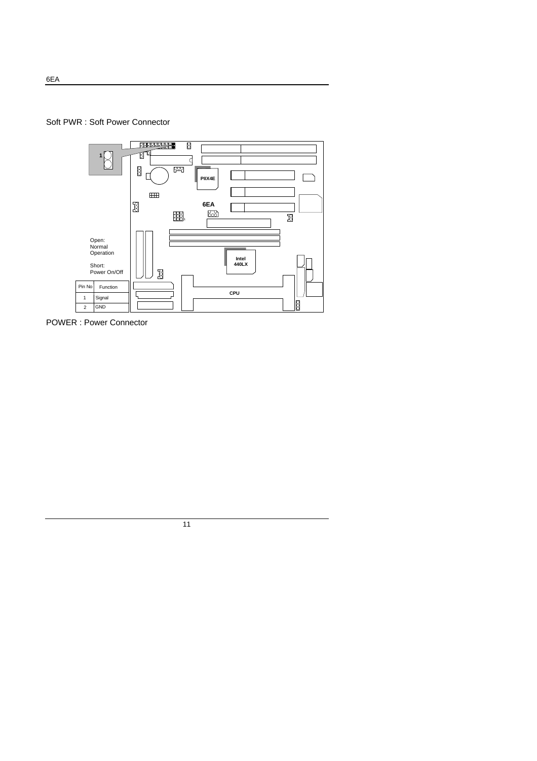Soft PWR : Soft Power Connector

Open:
Normal
Operation

Short:
Power On/Off

| Pin No | Function |
|---|---|
| 1 | Signal |
| 2 | GND |

POWER : Power Connector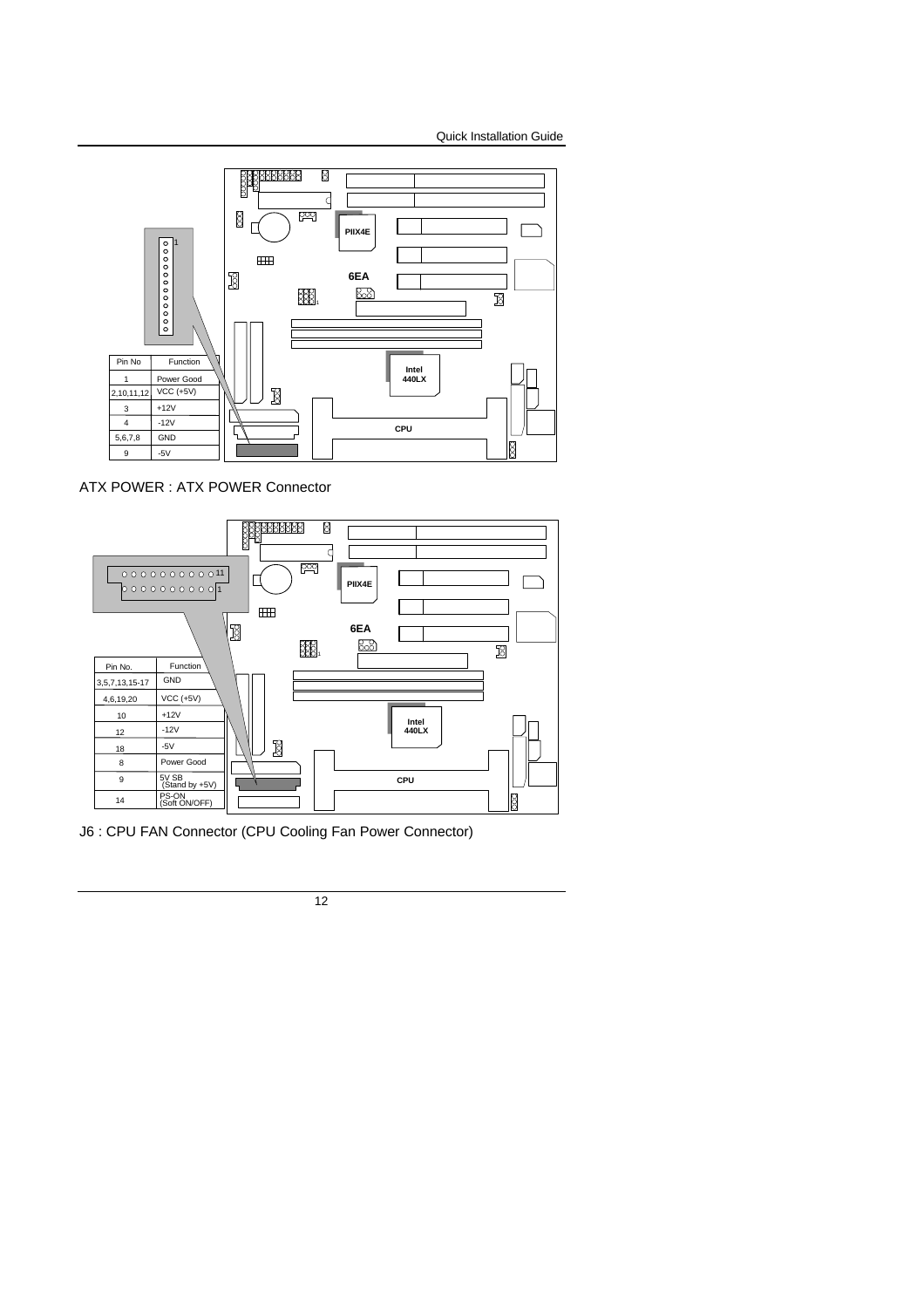| Pin No | Function |
| --- | --- |
| 1 | Power Good |
| 2,10,11,12 | VCC (+5V) |
| 3 | +12V |
| 4 | -12V |
| 5,6,7,8 | GND |
| 9 | -5V |

ATX POWER : ATX POWER Connector

| Pin No. | Function |
| --- | --- |
| 3,5,7,13,15-17 | GND |
| 4,6,19,20 | VCC (+5V) |
| 10 | +12V |
| 12 | -12V |
| 18 | -5V |
| 8 | Power Good |
| 9 | 5V SB (Stand by +5V) |
| 14 | PS-ON (Soft ON/OFF) |

J6 : CPU FAN Connector (CPU Cooling Fan Power Connector)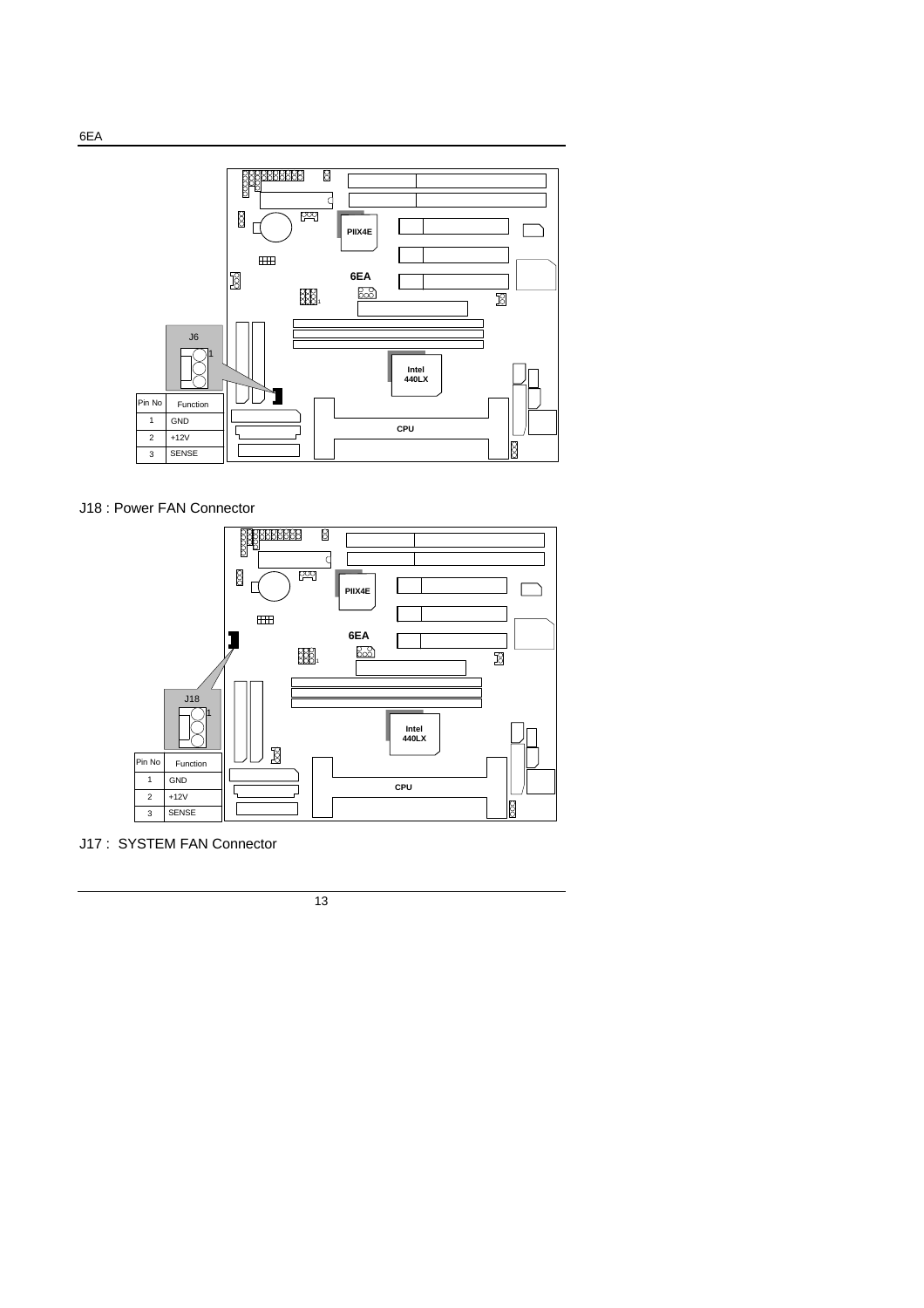J6

| Pin No | Function |
| --- | --- |
| 1 | GND |
| 2 | +12V |
| 3 | SENSE |

J18 : Power FAN Connector

J18

| Pin No | Function |
| --- | --- |
| 1 | GND |
| 2 | +12V |
| 3 | SENSE |

J17 : SYSTEM FAN Connector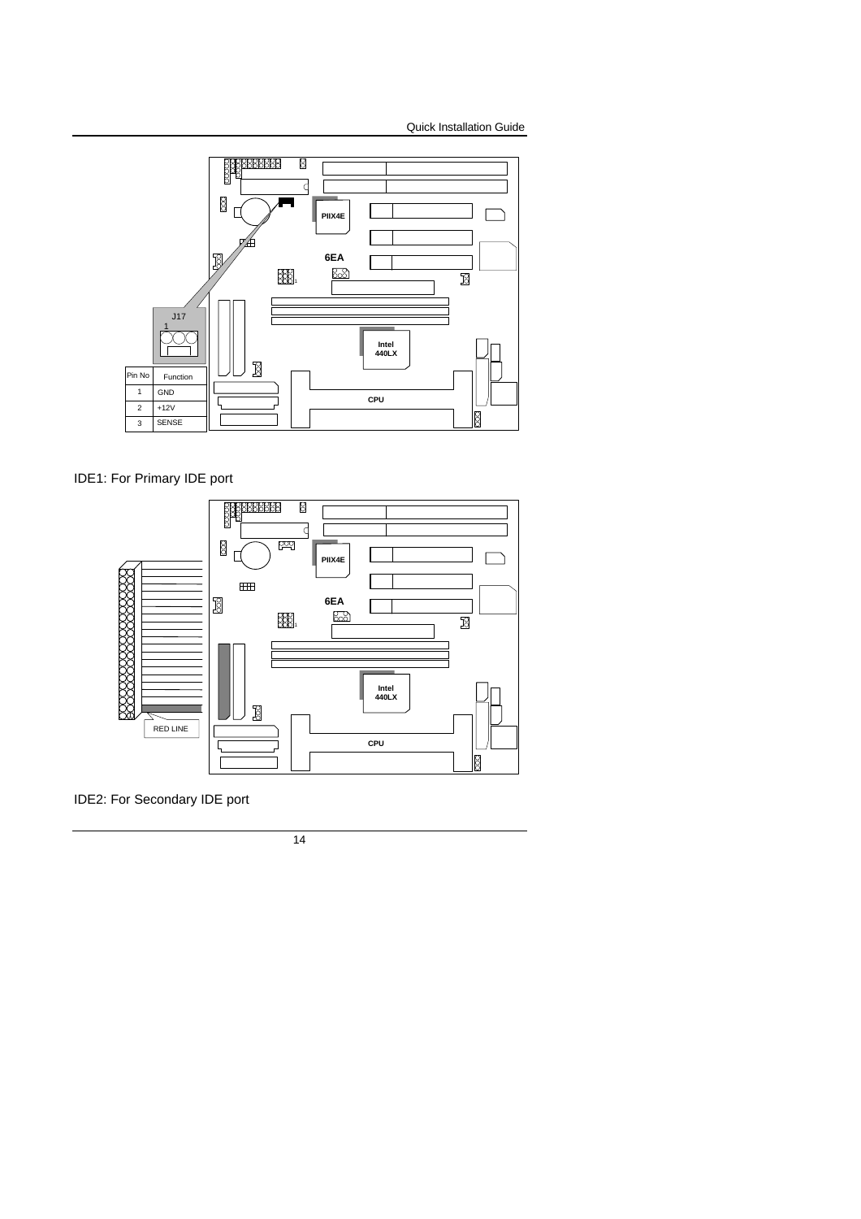J17

| Pin No | Function |
| --- | --- |
| 1 | GND |
| 2 | +12V |
| 3 | SENSE |

IDE1: For Primary IDE port

RED LINE

IDE2: For Secondary IDE port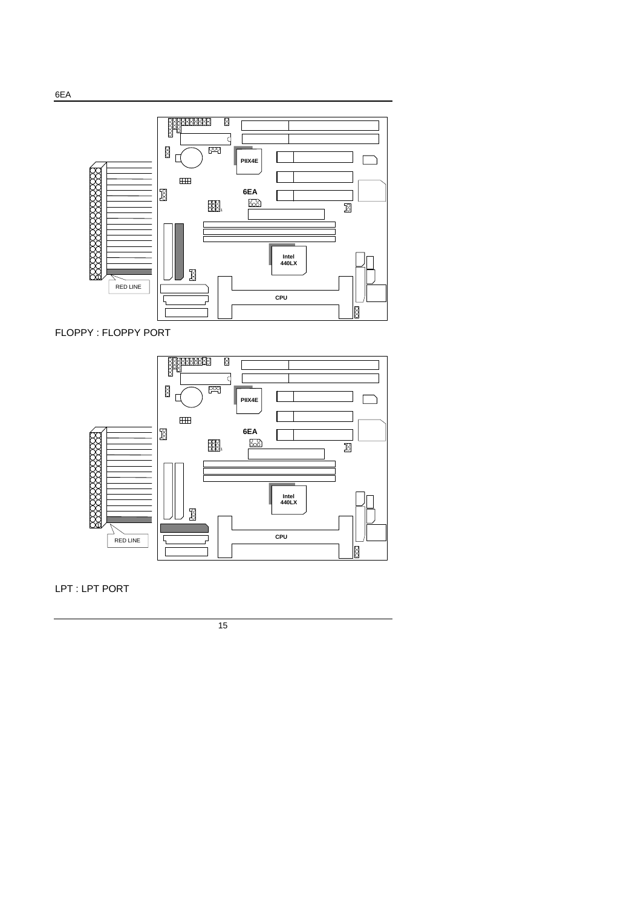FLOPPY : FLOPPY PORT

LPT : LPT PORT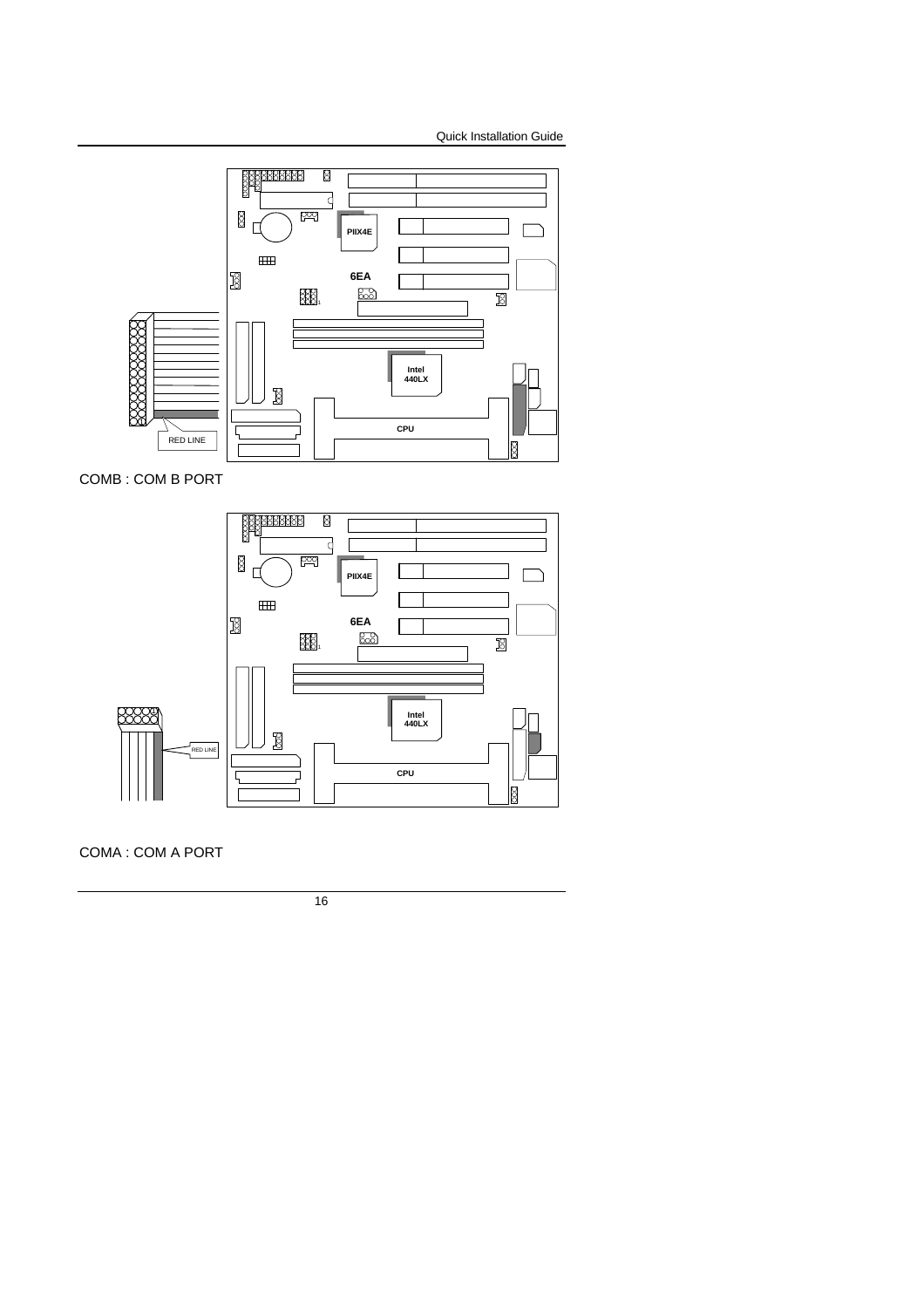COMB : COM B PORT

COMA : COM A PORT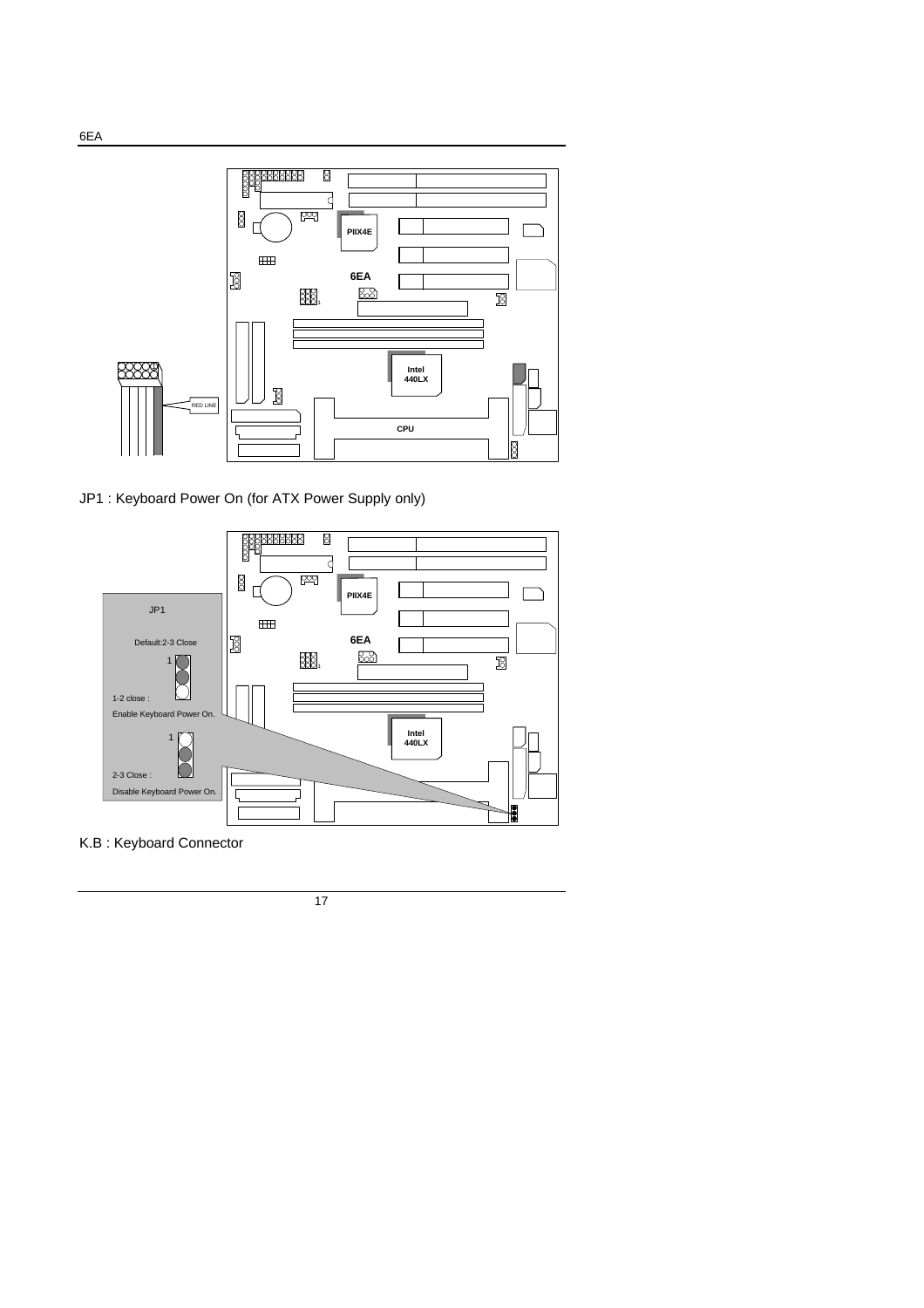RED LINE

PIIX4E

6EA

Intel 440LX

CPU

JP1 : Keyboard Power On (for ATX Power Supply only)

JP1

Default:2-3 Close

1-2 close :
Enable Keyboard Power On.

2-3 Close :
Disable Keyboard Power On.

K.B : Keyboard Connector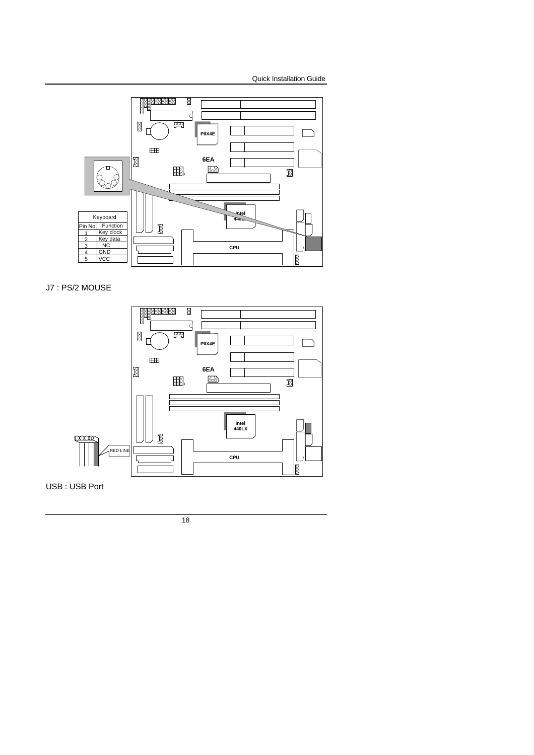| Keyboard | |
|---|---|
| Pin No. | Function |
| 1 | Key clock |
| 2 | Key data |
| 3 | NC |
| 4 | GND |
| 5 | VCC |

J7 : PS/2 MOUSE

RED LINE

USB : USB Port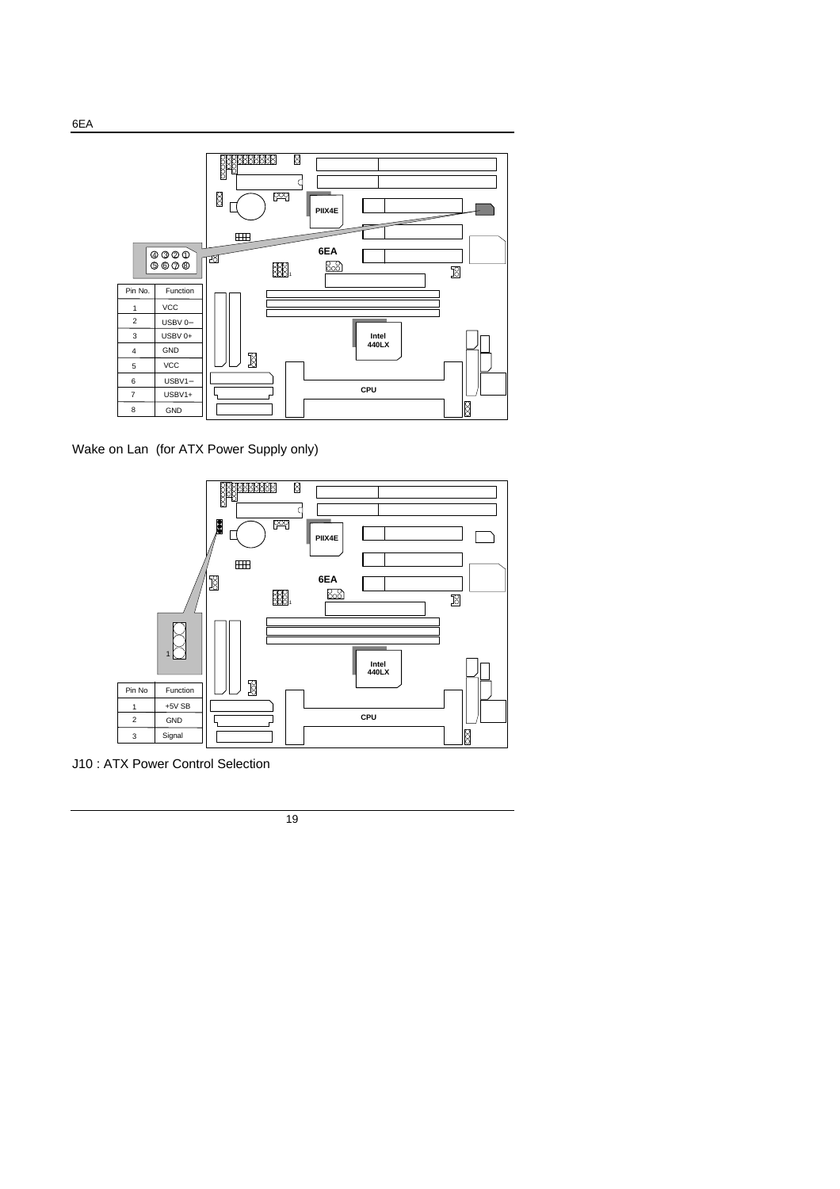| Pin No. | Function |
|---|---|
| 1 | VCC |
| 2 | USBV 0− |
| 3 | USBV 0+ |
| 4 | GND |
| 5 | VCC |
| 6 | USBV1− |
| 7 | USBV1+ |
| 8 | GND |

Wake on Lan (for ATX Power Supply only)

| Pin No | Function |
|---|---|
| 1 | +5V SB |
| 2 | GND |
| 3 | Signal |

J10 : ATX Power Control Selection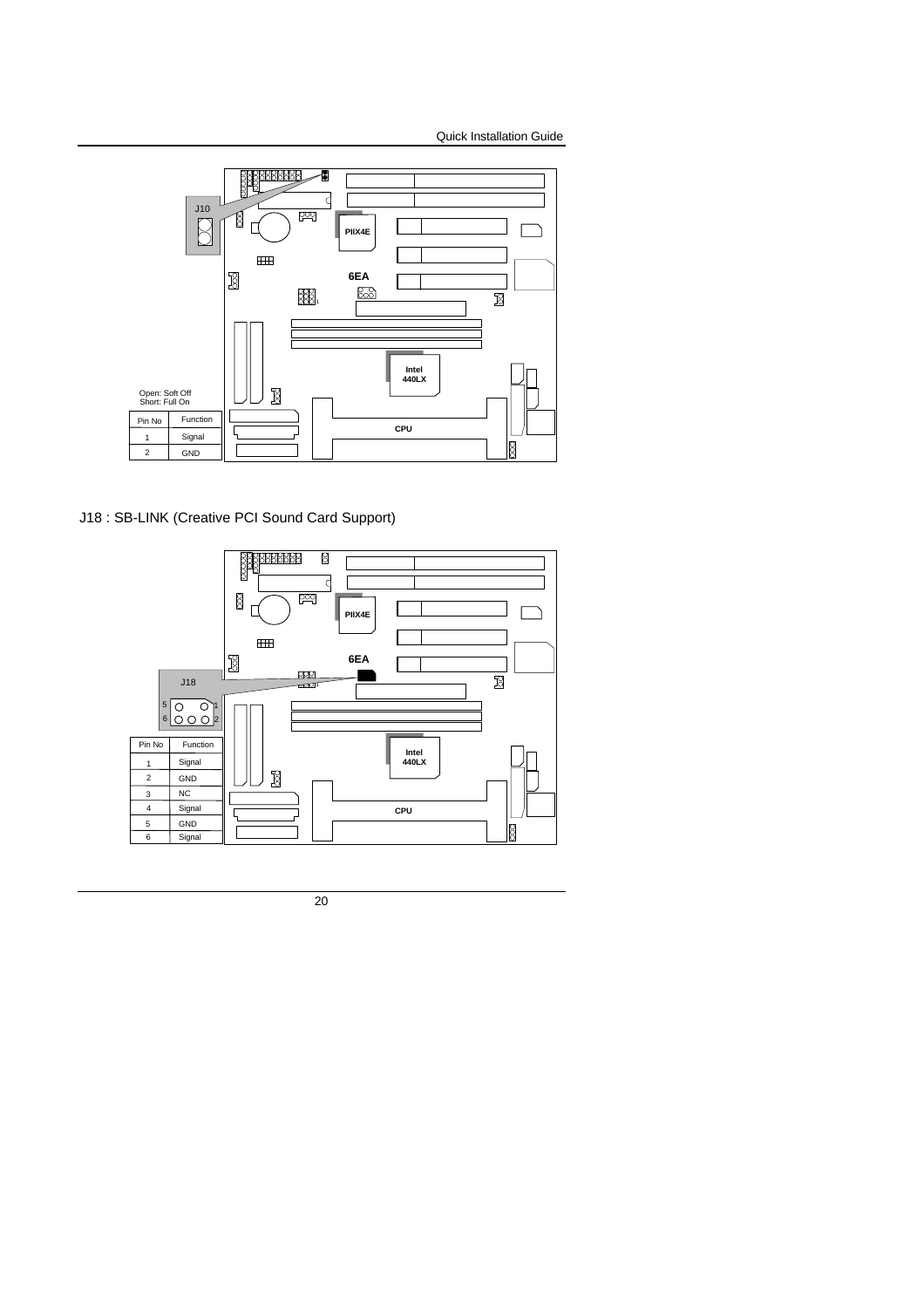J10

Open: Soft Off
Short: Full On

| Pin No | Function |
| --- | --- |
| 1 | Signal |
| 2 | GND |

J18 : SB-LINK (Creative PCI Sound Card Support)

J18

| Pin No | Function |
| --- | --- |
| 1 | Signal |
| 2 | GND |
| 3 | NC |
| 4 | Signal |
| 5 | GND |
| 6 | Signal |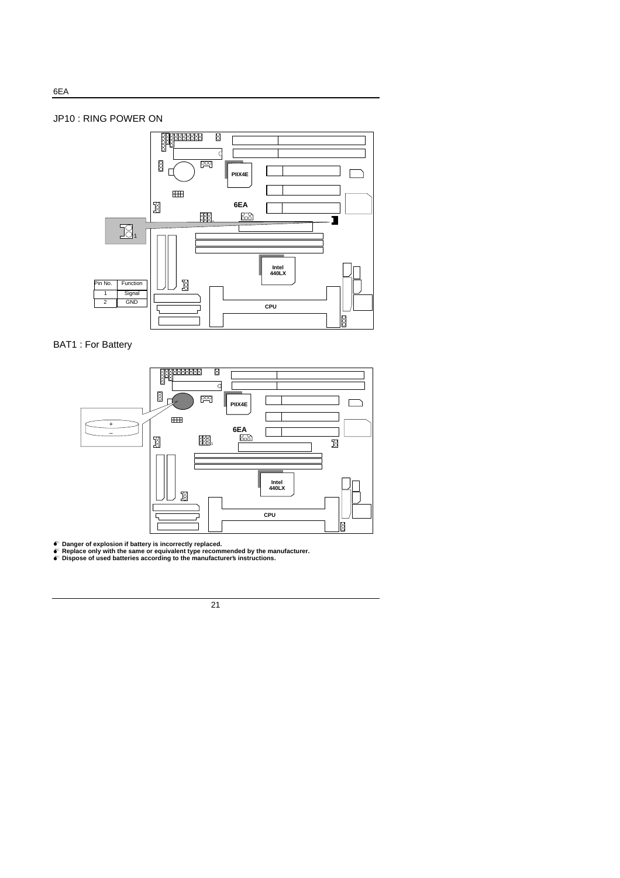## JP10 : RING POWER ON

| Pin No. | Function |
| --- | --- |
| 1 | Signal |
| 2 | GND |

## BAT1 : For Battery

- **Danger of explosion if battery is incorrectly replaced.**
- **Replace only with the same or equivalent type recommended by the manufacturer.**
- **Dispose of used batteries according to the manufacturer's instructions.**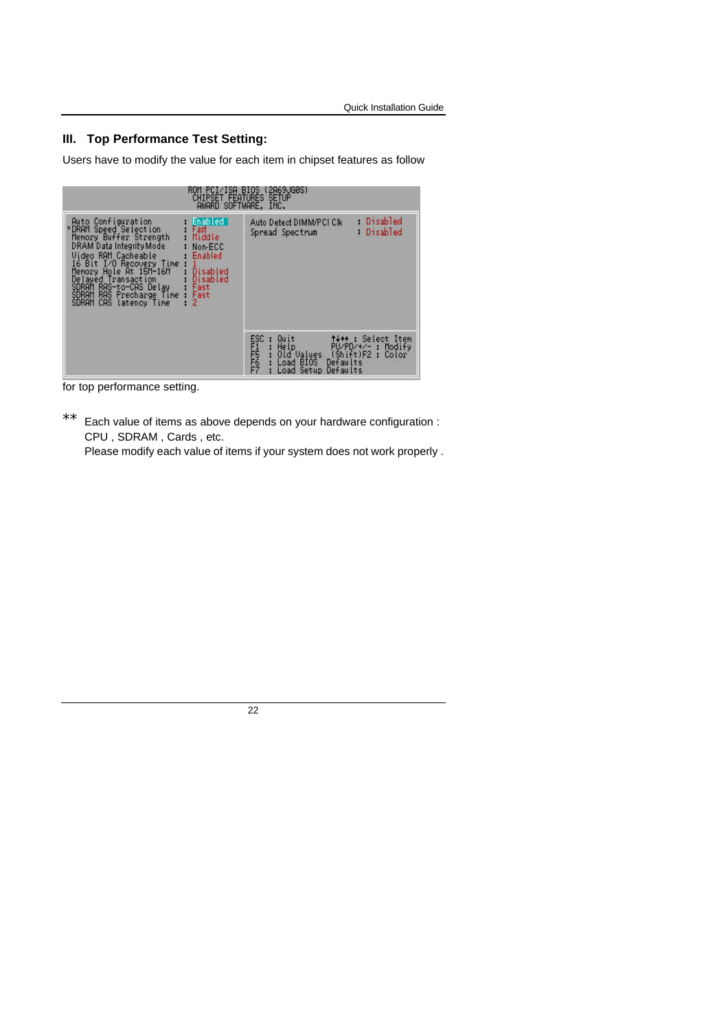### III. Top Performance Test Setting:

Users have to modify the value for each item in chipset features as follow

```
ROM PCI/ISA BIOS (2A69JG0S)
CHIPSET FEATURES SETUP
AWARD SOFTWARE, INC.

Auto Configuration           : Enabled      Auto Detect DIMM/PCI Clk  : Disabled
*DRAM Speed Selection        : Fast         Spread Spectrum           : Disabled
Memory Buffer Strength       : Middle
DRAM Data Integrity Mode     : Non-ECC
Video RAM Cacheable          : Enabled
16 Bit I/O Recovery Time     : 1
Memory Hole At 15M-16M       : Disabled
Delayed Transaction          : Disabled
SDRAM RAS-to-CAS Delay       : Fast
SDRAM RAS Precharge Time     : Fast
SDRAM CAS latency Time       : 2

                                            ESC : Quit        ↑↓→← : Select Item
                                            F1  : Help        PU/PD/+/- : Modify
                                            F5  : Old Values  (Shift)F2 : Color
                                            F6  : Load BIOS Defaults
                                            F7  : Load Setup Defaults
```

for top performance setting.

\*\* Each value of items as above depends on your hardware configuration : CPU , SDRAM , Cards , etc.
Please modify each value of items if your system does not work properly .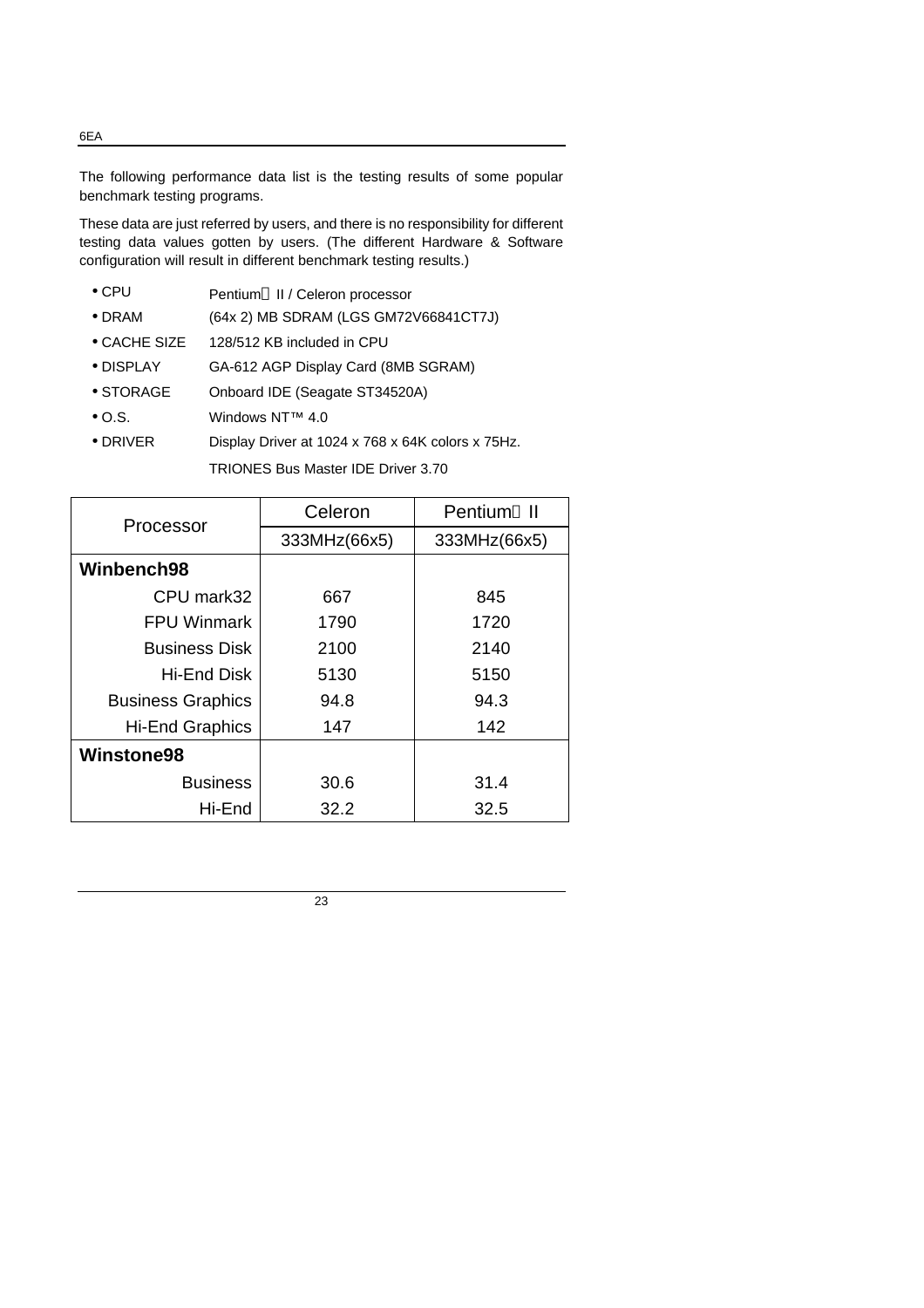The following performance data list is the testing results of some popular benchmark testing programs.

These data are just referred by users, and there is no responsibility for different testing data values gotten by users. (The different Hardware & Software configuration will result in different benchmark testing results.)

- CPU Pentium II / Celeron processor
- DRAM (64x 2) MB SDRAM (LGS GM72V66841CT7J)
- CACHE SIZE 128/512 KB included in CPU
- DISPLAY GA-612 AGP Display Card (8MB SGRAM)
- STORAGE Onboard IDE (Seagate ST34520A)
- O.S. Windows NT™ 4.0
- DRIVER Display Driver at 1024 x 768 x 64K colors x 75Hz.
  TRIONES Bus Master IDE Driver 3.70

| Processor | Celeron | Pentium II |
|---|---|---|
| | 333MHz(66x5) | 333MHz(66x5) |
| **Winbench98** | | |
| CPU mark32 | 667 | 845 |
| FPU Winmark | 1790 | 1720 |
| Business Disk | 2100 | 2140 |
| Hi-End Disk | 5130 | 5150 |
| Business Graphics | 94.8 | 94.3 |
| Hi-End Graphics | 147 | 142 |
| **Winstone98** | | |
| Business | 30.6 | 31.4 |
| Hi-End | 32.2 | 32.5 |